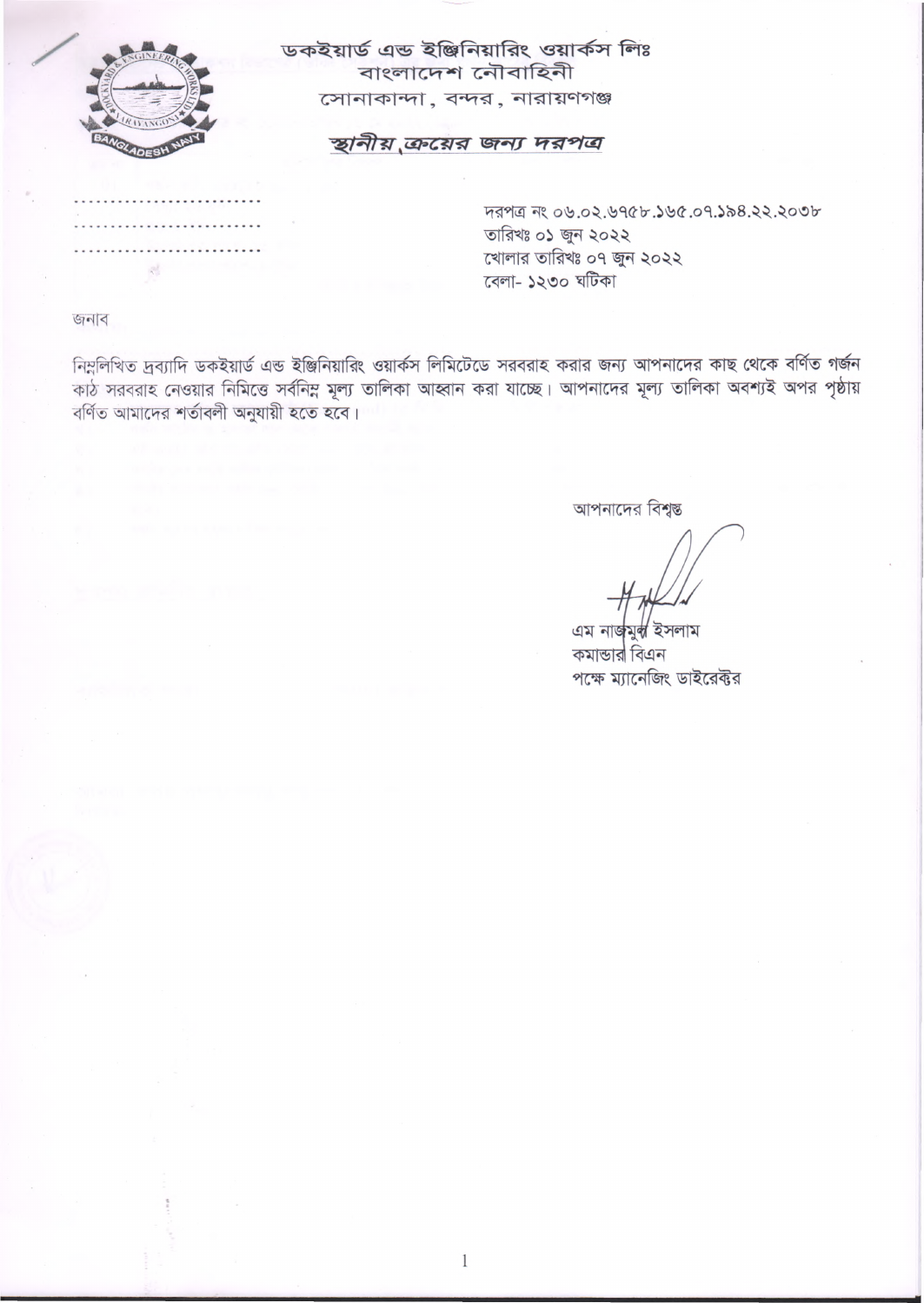# ডকইয়ার্ড এন্ড ইঞ্জিনিয়ারিং ওয়ার্কস লিঃ
বাংলাদেশ নৌবাহিনী
সোনাকান্দা, বন্দর, নারায়ণগঞ্জ

## *স্থানীয় ক্রয়ের জন্য দরপত্র*

............................
............................
............................

দরপত্র নং ০৬.০২.৬৭৫৮.১৬৫.০৭.১৯৪.২২.২০৩৮
তারিখঃ ০১ জুন ২০২২
খোলার তারিখঃ ০৭ জুন ২০২২
বেলা- ১২৩০ ঘটিকা

জনাব

নিম্নলিখিত দ্রব্যাদি ডকইয়ার্ড এন্ড ইঞ্জিনিয়ারিং ওয়ার্কস লিমিটেডে সরবরাহ করার জন্য আপনাদের কাছ থেকে বর্ণিত গর্জন কাঠ সরবরাহ নেওয়ার নিমিত্তে সর্বনিম্ন মূল্য তালিকা আহ্বান করা যাচ্ছে। আপনাদের মূল্য তালিকা অবশ্যই অপর পৃষ্ঠায় বর্ণিত আমাদের শর্তাবলী অনুযায়ী হতে হবে।

আপনাদের বিশ্বস্ত

এম নাজমুল ইসলাম
কমান্ডার বিএন
পক্ষে ম্যানেজিং ডাইরেক্টর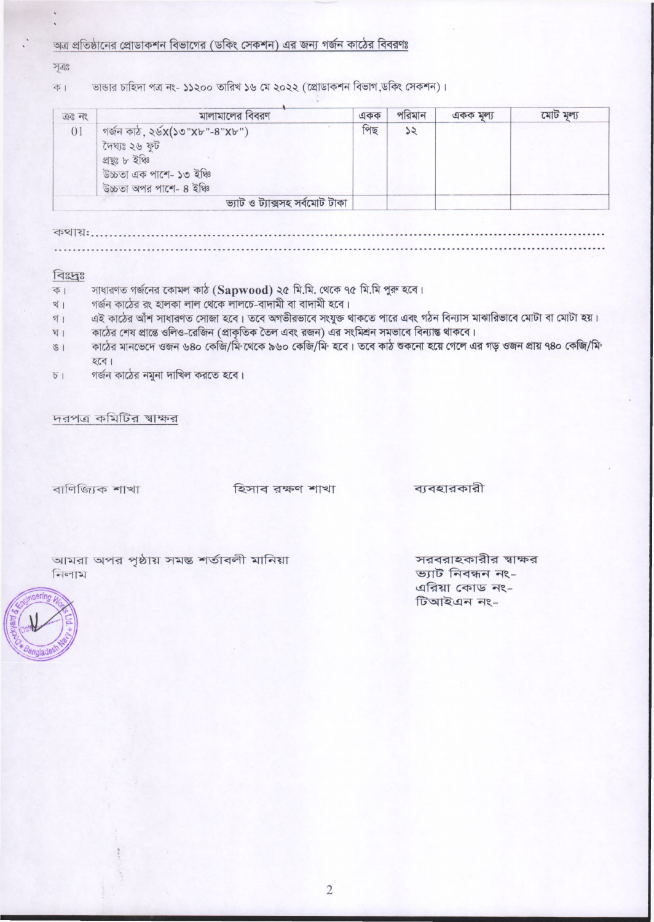অত্র প্রতিষ্ঠানের প্রোডাকশন বিভাগের (ডকিং সেকশন) এর জন্য গর্জন কাঠের বিবরণঃ

সূত্রঃ

ক। ভান্ডার চাহিদা পত্র নং- ১১২০০ তারিখ ১৬ মে ২০২২ (প্রোডাকশন বিভাগ,ডকিং সেকশন)।

| ক্রঃ নং | মালামালের বিবরণ | একক | পরিমান | একক মূল্য | মোট মূল্য |
|---|---|---|---|---|---|
| 01 | গর্জন কাঠ, ২৬X(১৩"X৮"-৪"X৮")<br>দৈঘ্যঃ ২৬ ফুট<br>প্রস্থঃ ৮ ইঞ্চি<br>উচ্চতা এক পাশে- ১৩ ইঞ্চি<br>উচ্চতা অপর পাশে- ৪ ইঞ্চি | পিছ | ১২ | | |
| | ভ্যাট ও ট্যাক্সসহ সর্বমোট টাকা | | | | |

কথায়:..............................................................................................................

..............................................................................................................

বিঃদ্রঃ

ক। সাধারণত গর্জনের কোমল কাঠ (**Sapwood**) ২৫ মি.মি. থেকে ৭৫ মি.মি পুরু হবে।

খ। গর্জন কাঠের রং হালকা লাল থেকে লালচে-বাদামী বা বাদামী হবে।

গ। এই কাঠের আঁশ সাধারণত সোজা হবে। তবে অগভীরভাবে সংযুক্ত থাকতে পারে এবং গঠন বিন্যাস মাঝারিভাবে মোটা বা মোটা হয়।

ঘ। কাঠের শেষ প্রান্তে ওলিও-রেজিন (প্রাকৃতিক তৈল এবং রজন) এর সংমিশ্রন সমভাবে বিন্যাস্ত থাকবে।

ঙ। কাঠের মানভেদে ওজন ৬৪০ কেজি/মি$^{৩}$ থেকে ৯৬০ কেজি/মি$^{৩}$ হবে। তবে কাঠ শুকনো হয়ে গেলে এর গড় ওজন প্রায় ৭৪০ কেজি/মি$^{৩}$ হবে।

চ। গর্জন কাঠের নমুনা দাখিল করতে হবে।

দরপত্র কমিটির স্বাক্ষর

বাণিজ্যিক শাখা        হিসাব রক্ষণ শাখা        ব্যবহারকারী

আমরা অপর পৃষ্ঠায় সমস্ত শর্তাবলী মানিয়া নিলাম

সরবরাহকারীর স্বাক্ষর
ভ্যাট নিবন্ধন নং-
এরিয়া কোড নং-
টিআইএন নং-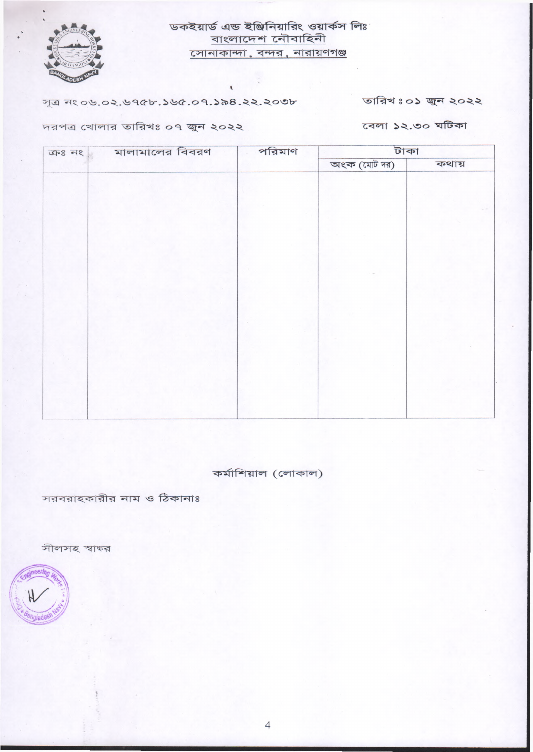ডকইয়ার্ড এন্ড ইঞ্জিনিয়ারিং ওয়ার্কস লিঃ
বাংলাদেশ নৌবাহিনী
সোনাকান্দা, বন্দর, নারায়ণগঞ্জ

সূত্র নং ০৬.০২.৬৭৫৮.১৬৫.০৭.১৯৪.২২.২০৩৮ তারিখ ঃ ০১ জুন ২০২২

দরপত্র খোলার তারিখঃ ০৭ জুন ২০২২ বেলা ১২.৩০ ঘটিকা

| ক্রঃ নং | মালামালের বিবরণ | পরিমাণ | টাকা | |
|---|---|---|---|---|
| | | | অংক (মোট দর) | কথায় |
| | | | | |

কর্মাশিয়াল (লোকাল)

সরবরাহকারীর নাম ও ঠিকানাঃ

সীলসহ স্বাক্ষর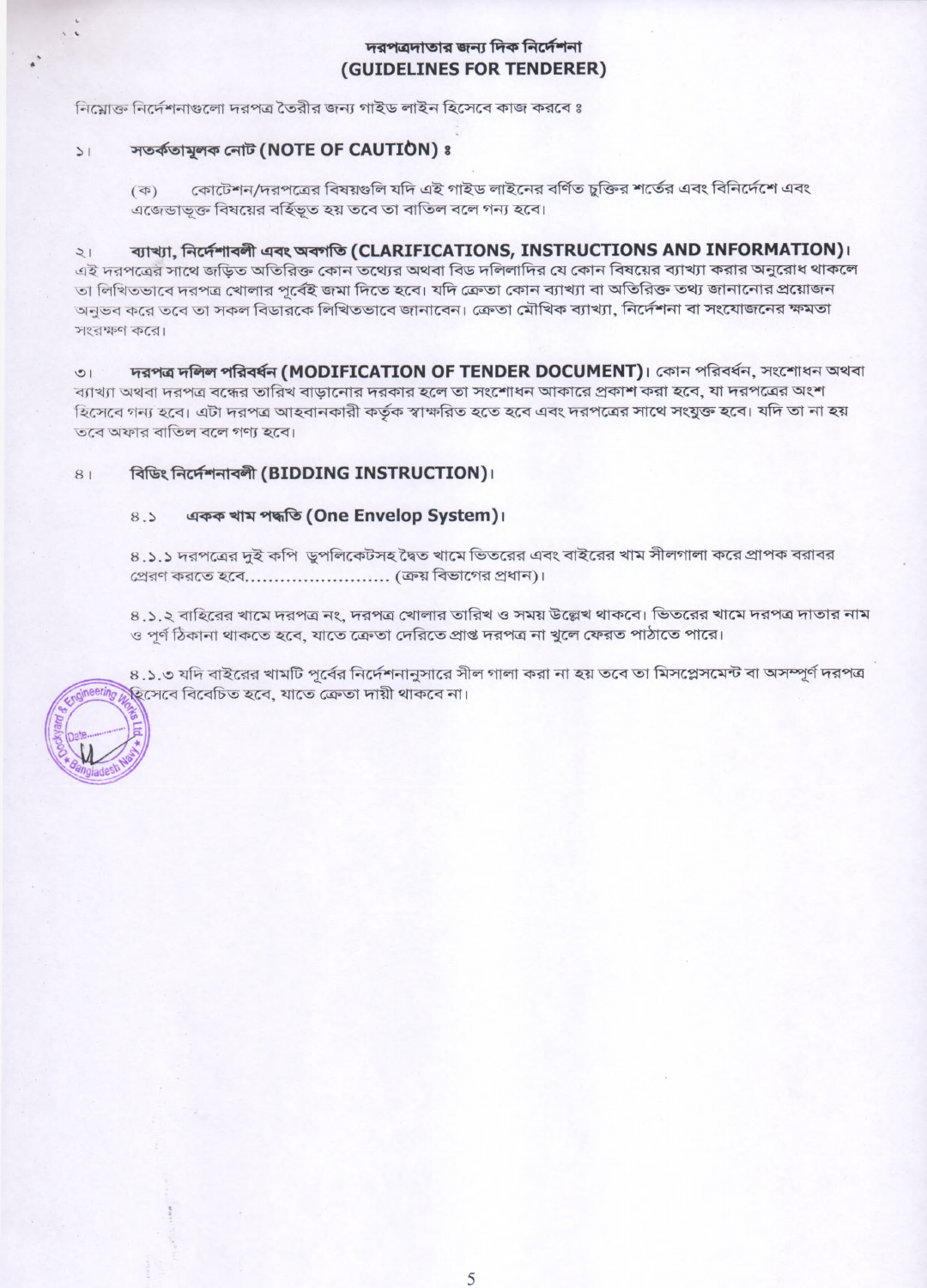# দরপত্রদাতার জন্য দিক নির্দেশনা
# (GUIDELINES FOR TENDERER)

নিম্নোক্ত নির্দেশনাগুলো দরপত্র তৈরীর জন্য গাইড লাইন হিসেবে কাজ করবে ঃ

## ১। সতর্কতামূলক নোট (NOTE OF CAUTION) ঃ

(ক) কোটেশন/দরপত্রের বিষয়গুলি যদি এই গাইড লাইনের বর্ণিত চুক্তির শর্তের এবং বিনির্দেশে এবং এজেন্ডাভূক্ত বিষয়ের বর্হিভূত হয় তবে তা বাতিল বলে গন্য হবে।

**২। ব্যাখ্যা, নির্দেশাবলী এবং অবগতি (CLARIFICATIONS, INSTRUCTIONS AND INFORMATION)।** এই দরপত্রের সাথে জড়িত অতিরিক্ত কোন তথ্যের অথবা বিড দলিলাদির যে কোন বিষয়ের ব্যাখ্যা করার অনুরোধ থাকলে তা লিখিতভাবে দরপত্র খোলার পূর্বেই জমা দিতে হবে। যদি ক্রেতা কোন ব্যাখ্যা বা অতিরিক্ত তথ্য জানানোর প্রয়োজন অনুভব করে তবে তা সকল বিডারকে লিখিতভাবে জানাবেন। ক্রেতা মৌখিক ব্যাখ্যা, নির্দেশনা বা সংযোজনের ক্ষমতা সংরক্ষণ করে।

**৩। দরপত্র দলিল পরিবর্ধন (MODIFICATION OF TENDER DOCUMENT)।** কোন পরিবর্ধন, সংশোধন অথবা ব্যাখ্যা অথবা দরপত্র বন্ধের তারিখ বাড়ানোর দরকার হলে তা সংশোধন আকারে প্রকাশ করা হবে, যা দরপত্রের অংশ হিসেবে গন্য হবে। এটা দরপত্র আহবানকারী কর্তৃক স্বাক্ষরিত হতে হবে এবং দরপত্রের সাথে সংযুক্ত হবে। যদি তা না হয় তবে অফার বাতিল বলে গণ্য হবে।

## ৪। বিডিং নির্দেশনাবলী (BIDDING INSTRUCTION)।

### ৪.১ একক খাম পদ্ধতি (One Envelop System)।

৪.১.১ দরপত্রের দুই কপি ডুপলিকেটসহ দ্বৈত খামে ভিতরের এবং বাইরের খাম সীলগালা করে প্রাপক বরাবর প্রেরণ করতে হবে........................ (ক্রয় বিভাগের প্রধান)।

৪.১.২ বাহিরের খামে দরপত্র নং, দরপত্র খোলার তারিখ ও সময় উল্লেখ থাকবে। ভিতরের খামে দরপত্র দাতার নাম ও পূর্ণ ঠিকানা থাকতে হবে, যাতে ক্রেতা দেরিতে প্রাপ্ত দরপত্র না খুলে ফেরত পাঠাতে পারে।

৪.১.৩ যদি বাইরের খামটি পূর্বের নির্দেশনানুসারে সীল গালা করা না হয় তবে তা মিসপ্লেসমেন্ট বা অসম্পূর্ণ দরপত্র হিসেবে বিবেচিত হবে, যাতে ক্রেতা দায়ী থাকবে না।